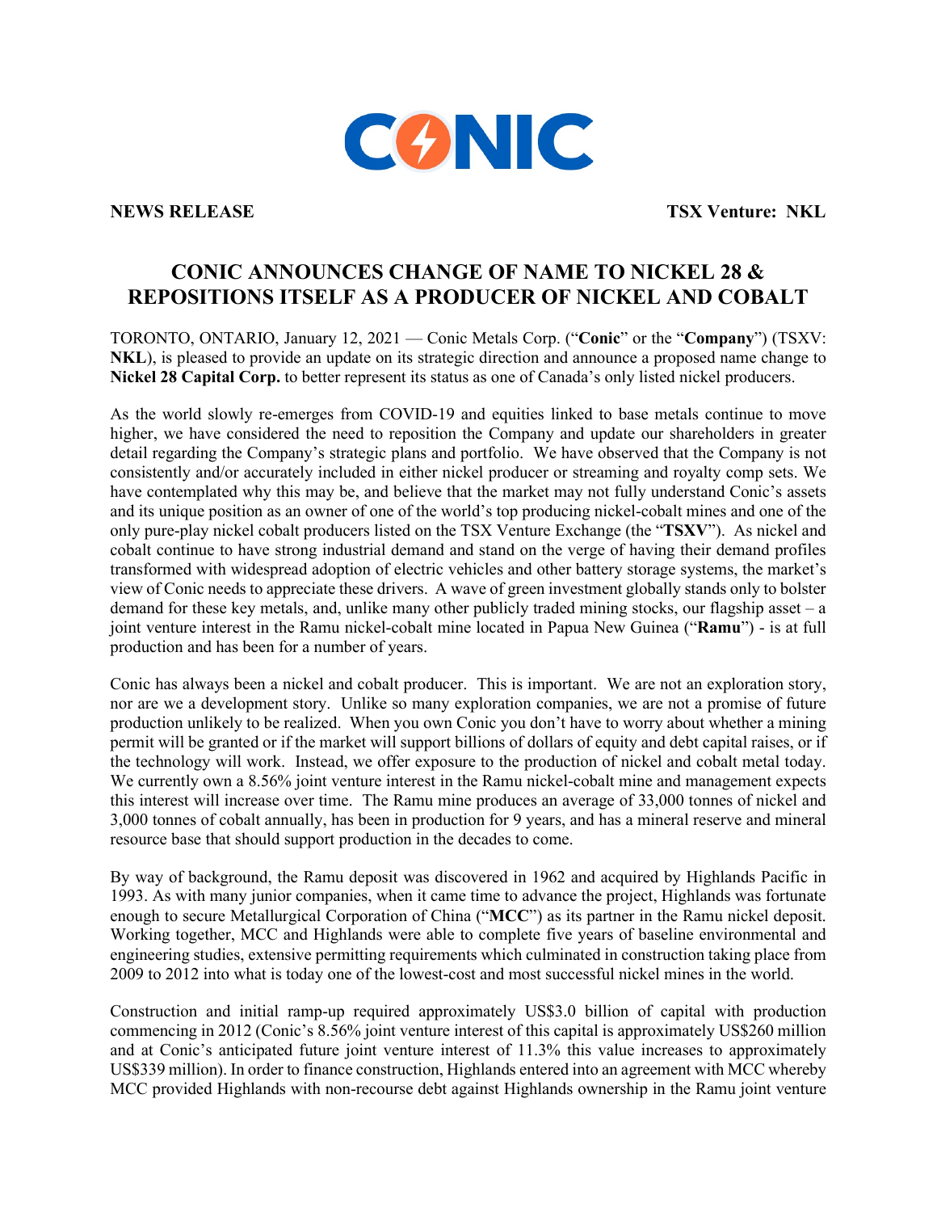CONIC

**NEWS RELEASE** **TSX Venture: NKL**

# CONIC ANNOUNCES CHANGE OF NAME TO NICKEL 28 & REPOSITIONS ITSELF AS A PRODUCER OF NICKEL AND COBALT

TORONTO, ONTARIO, January 12, 2021 — Conic Metals Corp. ("**Conic**" or the "**Company**") (TSXV: **NKL**), is pleased to provide an update on its strategic direction and announce a proposed name change to **Nickel 28 Capital Corp.** to better represent its status as one of Canada's only listed nickel producers.

As the world slowly re-emerges from COVID-19 and equities linked to base metals continue to move higher, we have considered the need to reposition the Company and update our shareholders in greater detail regarding the Company's strategic plans and portfolio. We have observed that the Company is not consistently and/or accurately included in either nickel producer or streaming and royalty comp sets. We have contemplated why this may be, and believe that the market may not fully understand Conic's assets and its unique position as an owner of one of the world's top producing nickel-cobalt mines and one of the only pure-play nickel cobalt producers listed on the TSX Venture Exchange (the "**TSXV**"). As nickel and cobalt continue to have strong industrial demand and stand on the verge of having their demand profiles transformed with widespread adoption of electric vehicles and other battery storage systems, the market's view of Conic needs to appreciate these drivers. A wave of green investment globally stands only to bolster demand for these key metals, and, unlike many other publicly traded mining stocks, our flagship asset – a joint venture interest in the Ramu nickel-cobalt mine located in Papua New Guinea ("**Ramu**") - is at full production and has been for a number of years.

Conic has always been a nickel and cobalt producer. This is important. We are not an exploration story, nor are we a development story. Unlike so many exploration companies, we are not a promise of future production unlikely to be realized. When you own Conic you don't have to worry about whether a mining permit will be granted or if the market will support billions of dollars of equity and debt capital raises, or if the technology will work. Instead, we offer exposure to the production of nickel and cobalt metal today. We currently own a 8.56% joint venture interest in the Ramu nickel-cobalt mine and management expects this interest will increase over time. The Ramu mine produces an average of 33,000 tonnes of nickel and 3,000 tonnes of cobalt annually, has been in production for 9 years, and has a mineral reserve and mineral resource base that should support production in the decades to come.

By way of background, the Ramu deposit was discovered in 1962 and acquired by Highlands Pacific in 1993. As with many junior companies, when it came time to advance the project, Highlands was fortunate enough to secure Metallurgical Corporation of China ("**MCC**") as its partner in the Ramu nickel deposit. Working together, MCC and Highlands were able to complete five years of baseline environmental and engineering studies, extensive permitting requirements which culminated in construction taking place from 2009 to 2012 into what is today one of the lowest-cost and most successful nickel mines in the world.

Construction and initial ramp-up required approximately US$3.0 billion of capital with production commencing in 2012 (Conic's 8.56% joint venture interest of this capital is approximately US$260 million and at Conic's anticipated future joint venture interest of 11.3% this value increases to approximately US$339 million). In order to finance construction, Highlands entered into an agreement with MCC whereby MCC provided Highlands with non-recourse debt against Highlands ownership in the Ramu joint venture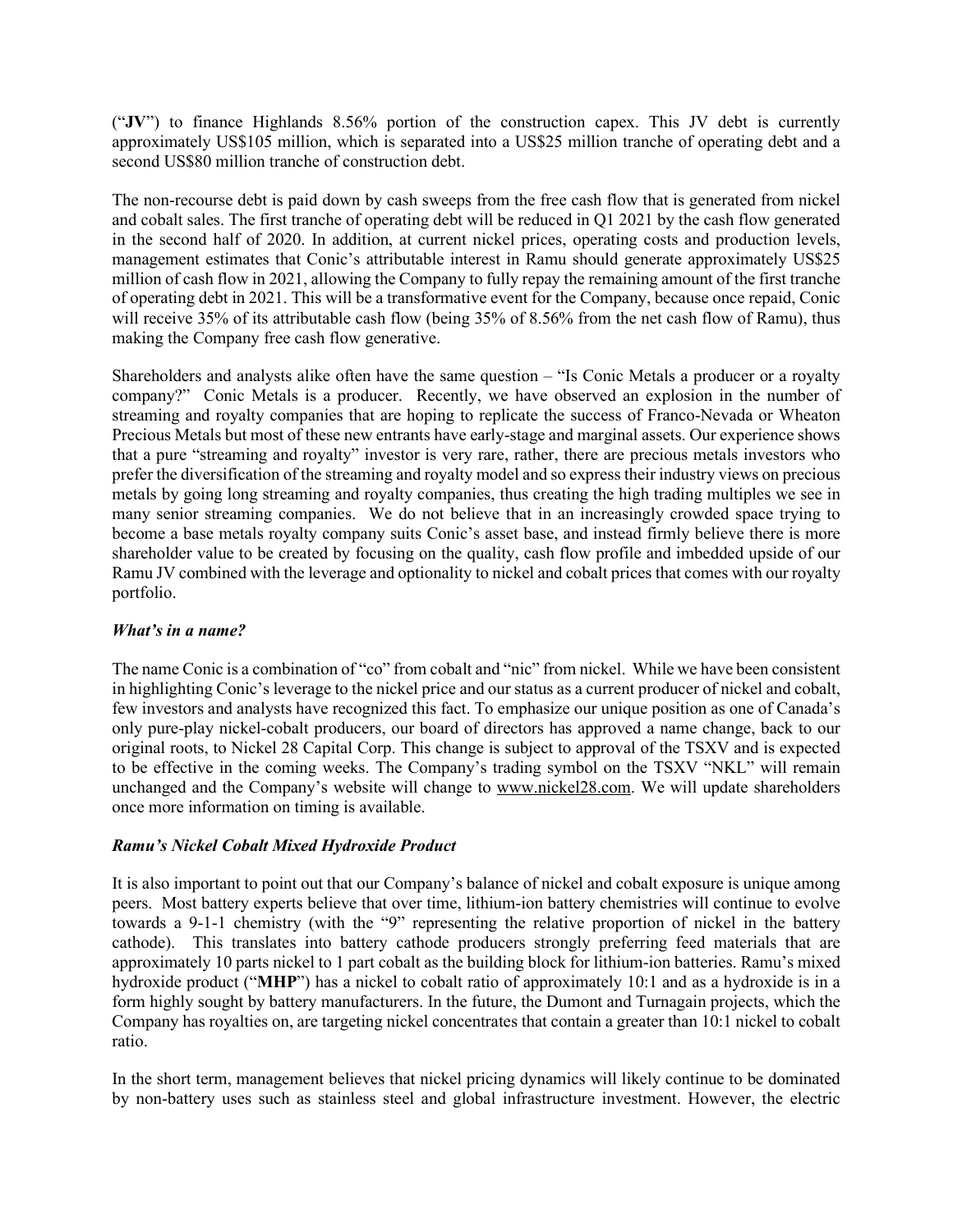(“**JV**”) to finance Highlands 8.56% portion of the construction capex. This JV debt is currently approximately US$105 million, which is separated into a US$25 million tranche of operating debt and a second US$80 million tranche of construction debt.

The non-recourse debt is paid down by cash sweeps from the free cash flow that is generated from nickel and cobalt sales. The first tranche of operating debt will be reduced in Q1 2021 by the cash flow generated in the second half of 2020. In addition, at current nickel prices, operating costs and production levels, management estimates that Conic’s attributable interest in Ramu should generate approximately US$25 million of cash flow in 2021, allowing the Company to fully repay the remaining amount of the first tranche of operating debt in 2021. This will be a transformative event for the Company, because once repaid, Conic will receive 35% of its attributable cash flow (being 35% of 8.56% from the net cash flow of Ramu), thus making the Company free cash flow generative.

Shareholders and analysts alike often have the same question – “Is Conic Metals a producer or a royalty company?” Conic Metals is a producer. Recently, we have observed an explosion in the number of streaming and royalty companies that are hoping to replicate the success of Franco-Nevada or Wheaton Precious Metals but most of these new entrants have early-stage and marginal assets. Our experience shows that a pure “streaming and royalty” investor is very rare, rather, there are precious metals investors who prefer the diversification of the streaming and royalty model and so express their industry views on precious metals by going long streaming and royalty companies, thus creating the high trading multiples we see in many senior streaming companies. We do not believe that in an increasingly crowded space trying to become a base metals royalty company suits Conic’s asset base, and instead firmly believe there is more shareholder value to be created by focusing on the quality, cash flow profile and imbedded upside of our Ramu JV combined with the leverage and optionality to nickel and cobalt prices that comes with our royalty portfolio.

### ***What’s in a name?***

The name Conic is a combination of “co” from cobalt and “nic” from nickel. While we have been consistent in highlighting Conic’s leverage to the nickel price and our status as a current producer of nickel and cobalt, few investors and analysts have recognized this fact. To emphasize our unique position as one of Canada’s only pure-play nickel-cobalt producers, our board of directors has approved a name change, back to our original roots, to Nickel 28 Capital Corp. This change is subject to approval of the TSXV and is expected to be effective in the coming weeks. The Company’s trading symbol on the TSXV “NKL” will remain unchanged and the Company’s website will change to www.nickel28.com. We will update shareholders once more information on timing is available.

### ***Ramu’s Nickel Cobalt Mixed Hydroxide Product***

It is also important to point out that our Company’s balance of nickel and cobalt exposure is unique among peers. Most battery experts believe that over time, lithium-ion battery chemistries will continue to evolve towards a 9-1-1 chemistry (with the “9” representing the relative proportion of nickel in the battery cathode). This translates into battery cathode producers strongly preferring feed materials that are approximately 10 parts nickel to 1 part cobalt as the building block for lithium-ion batteries. Ramu’s mixed hydroxide product (“**MHP**”) has a nickel to cobalt ratio of approximately 10:1 and as a hydroxide is in a form highly sought by battery manufacturers. In the future, the Dumont and Turnagain projects, which the Company has royalties on, are targeting nickel concentrates that contain a greater than 10:1 nickel to cobalt ratio.

In the short term, management believes that nickel pricing dynamics will likely continue to be dominated by non-battery uses such as stainless steel and global infrastructure investment. However, the electric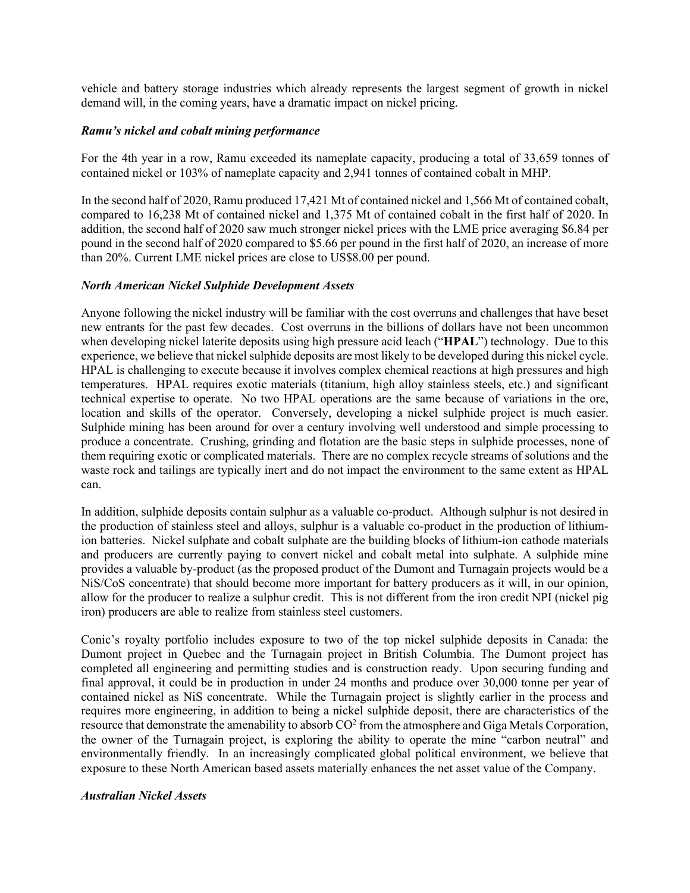vehicle and battery storage industries which already represents the largest segment of growth in nickel demand will, in the coming years, have a dramatic impact on nickel pricing.

### *Ramu's nickel and cobalt mining performance*

For the 4th year in a row, Ramu exceeded its nameplate capacity, producing a total of 33,659 tonnes of contained nickel or 103% of nameplate capacity and 2,941 tonnes of contained cobalt in MHP.

In the second half of 2020, Ramu produced 17,421 Mt of contained nickel and 1,566 Mt of contained cobalt, compared to 16,238 Mt of contained nickel and 1,375 Mt of contained cobalt in the first half of 2020. In addition, the second half of 2020 saw much stronger nickel prices with the LME price averaging $6.84 per pound in the second half of 2020 compared to $5.66 per pound in the first half of 2020, an increase of more than 20%. Current LME nickel prices are close to US$8.00 per pound.

### *North American Nickel Sulphide Development Assets*

Anyone following the nickel industry will be familiar with the cost overruns and challenges that have beset new entrants for the past few decades. Cost overruns in the billions of dollars have not been uncommon when developing nickel laterite deposits using high pressure acid leach ("**HPAL**") technology. Due to this experience, we believe that nickel sulphide deposits are most likely to be developed during this nickel cycle. HPAL is challenging to execute because it involves complex chemical reactions at high pressures and high temperatures. HPAL requires exotic materials (titanium, high alloy stainless steels, etc.) and significant technical expertise to operate. No two HPAL operations are the same because of variations in the ore, location and skills of the operator. Conversely, developing a nickel sulphide project is much easier. Sulphide mining has been around for over a century involving well understood and simple processing to produce a concentrate. Crushing, grinding and flotation are the basic steps in sulphide processes, none of them requiring exotic or complicated materials. There are no complex recycle streams of solutions and the waste rock and tailings are typically inert and do not impact the environment to the same extent as HPAL can.

In addition, sulphide deposits contain sulphur as a valuable co-product. Although sulphur is not desired in the production of stainless steel and alloys, sulphur is a valuable co-product in the production of lithium-ion batteries. Nickel sulphate and cobalt sulphate are the building blocks of lithium-ion cathode materials and producers are currently paying to convert nickel and cobalt metal into sulphate. A sulphide mine provides a valuable by-product (as the proposed product of the Dumont and Turnagain projects would be a NiS/CoS concentrate) that should become more important for battery producers as it will, in our opinion, allow for the producer to realize a sulphur credit. This is not different from the iron credit NPI (nickel pig iron) producers are able to realize from stainless steel customers.

Conic's royalty portfolio includes exposure to two of the top nickel sulphide deposits in Canada: the Dumont project in Quebec and the Turnagain project in British Columbia. The Dumont project has completed all engineering and permitting studies and is construction ready. Upon securing funding and final approval, it could be in production in under 24 months and produce over 30,000 tonne per year of contained nickel as NiS concentrate. While the Turnagain project is slightly earlier in the process and requires more engineering, in addition to being a nickel sulphide deposit, there are characteristics of the resource that demonstrate the amenability to absorb $CO^2$ from the atmosphere and Giga Metals Corporation, the owner of the Turnagain project, is exploring the ability to operate the mine "carbon neutral" and environmentally friendly. In an increasingly complicated global political environment, we believe that exposure to these North American based assets materially enhances the net asset value of the Company.

### *Australian Nickel Assets*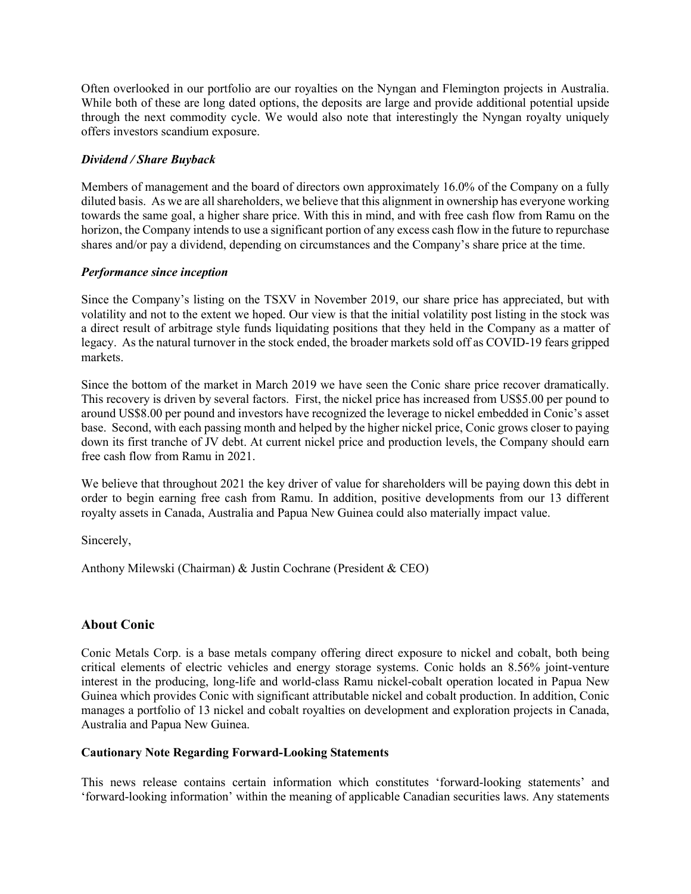Often overlooked in our portfolio are our royalties on the Nyngan and Flemington projects in Australia. While both of these are long dated options, the deposits are large and provide additional potential upside through the next commodity cycle. We would also note that interestingly the Nyngan royalty uniquely offers investors scandium exposure.

***Dividend / Share Buyback***

Members of management and the board of directors own approximately 16.0% of the Company on a fully diluted basis. As we are all shareholders, we believe that this alignment in ownership has everyone working towards the same goal, a higher share price. With this in mind, and with free cash flow from Ramu on the horizon, the Company intends to use a significant portion of any excess cash flow in the future to repurchase shares and/or pay a dividend, depending on circumstances and the Company's share price at the time.

***Performance since inception***

Since the Company's listing on the TSXV in November 2019, our share price has appreciated, but with volatility and not to the extent we hoped. Our view is that the initial volatility post listing in the stock was a direct result of arbitrage style funds liquidating positions that they held in the Company as a matter of legacy. As the natural turnover in the stock ended, the broader markets sold off as COVID-19 fears gripped markets.

Since the bottom of the market in March 2019 we have seen the Conic share price recover dramatically. This recovery is driven by several factors. First, the nickel price has increased from US$5.00 per pound to around US$8.00 per pound and investors have recognized the leverage to nickel embedded in Conic's asset base. Second, with each passing month and helped by the higher nickel price, Conic grows closer to paying down its first tranche of JV debt. At current nickel price and production levels, the Company should earn free cash flow from Ramu in 2021.

We believe that throughout 2021 the key driver of value for shareholders will be paying down this debt in order to begin earning free cash from Ramu. In addition, positive developments from our 13 different royalty assets in Canada, Australia and Papua New Guinea could also materially impact value.

Sincerely,

Anthony Milewski (Chairman) & Justin Cochrane (President & CEO)

## About Conic

Conic Metals Corp. is a base metals company offering direct exposure to nickel and cobalt, both being critical elements of electric vehicles and energy storage systems. Conic holds an 8.56% joint-venture interest in the producing, long-life and world-class Ramu nickel-cobalt operation located in Papua New Guinea which provides Conic with significant attributable nickel and cobalt production. In addition, Conic manages a portfolio of 13 nickel and cobalt royalties on development and exploration projects in Canada, Australia and Papua New Guinea.

**Cautionary Note Regarding Forward-Looking Statements**

This news release contains certain information which constitutes 'forward-looking statements' and 'forward-looking information' within the meaning of applicable Canadian securities laws. Any statements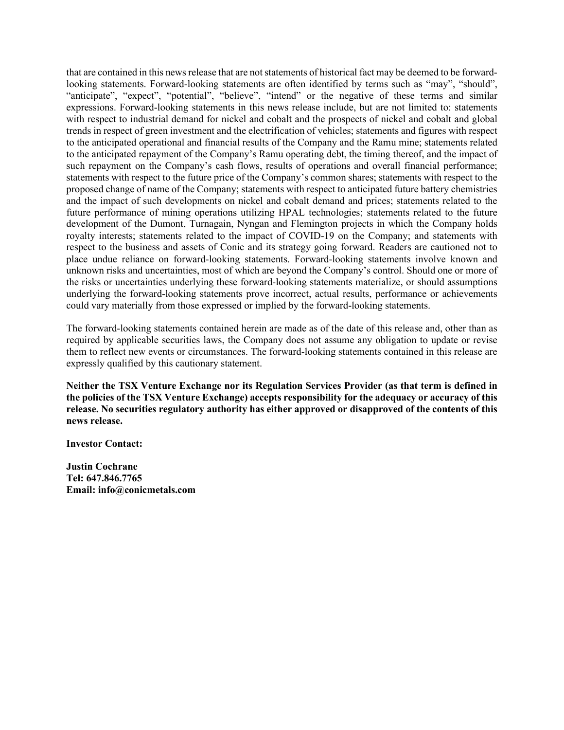that are contained in this news release that are not statements of historical fact may be deemed to be forward-looking statements. Forward-looking statements are often identified by terms such as "may", "should", "anticipate", "expect", "potential", "believe", "intend" or the negative of these terms and similar expressions. Forward-looking statements in this news release include, but are not limited to: statements with respect to industrial demand for nickel and cobalt and the prospects of nickel and cobalt and global trends in respect of green investment and the electrification of vehicles; statements and figures with respect to the anticipated operational and financial results of the Company and the Ramu mine; statements related to the anticipated repayment of the Company's Ramu operating debt, the timing thereof, and the impact of such repayment on the Company's cash flows, results of operations and overall financial performance; statements with respect to the future price of the Company's common shares; statements with respect to the proposed change of name of the Company; statements with respect to anticipated future battery chemistries and the impact of such developments on nickel and cobalt demand and prices; statements related to the future performance of mining operations utilizing HPAL technologies; statements related to the future development of the Dumont, Turnagain, Nyngan and Flemington projects in which the Company holds royalty interests; statements related to the impact of COVID-19 on the Company; and statements with respect to the business and assets of Conic and its strategy going forward. Readers are cautioned not to place undue reliance on forward-looking statements. Forward-looking statements involve known and unknown risks and uncertainties, most of which are beyond the Company's control. Should one or more of the risks or uncertainties underlying these forward-looking statements materialize, or should assumptions underlying the forward-looking statements prove incorrect, actual results, performance or achievements could vary materially from those expressed or implied by the forward-looking statements.

The forward-looking statements contained herein are made as of the date of this release and, other than as required by applicable securities laws, the Company does not assume any obligation to update or revise them to reflect new events or circumstances. The forward-looking statements contained in this release are expressly qualified by this cautionary statement.

**Neither the TSX Venture Exchange nor its Regulation Services Provider (as that term is defined in the policies of the TSX Venture Exchange) accepts responsibility for the adequacy or accuracy of this release. No securities regulatory authority has either approved or disapproved of the contents of this news release.**

**Investor Contact:**

**Justin Cochrane**
**Tel: 647.846.7765**
**Email: info@conicmetals.com**